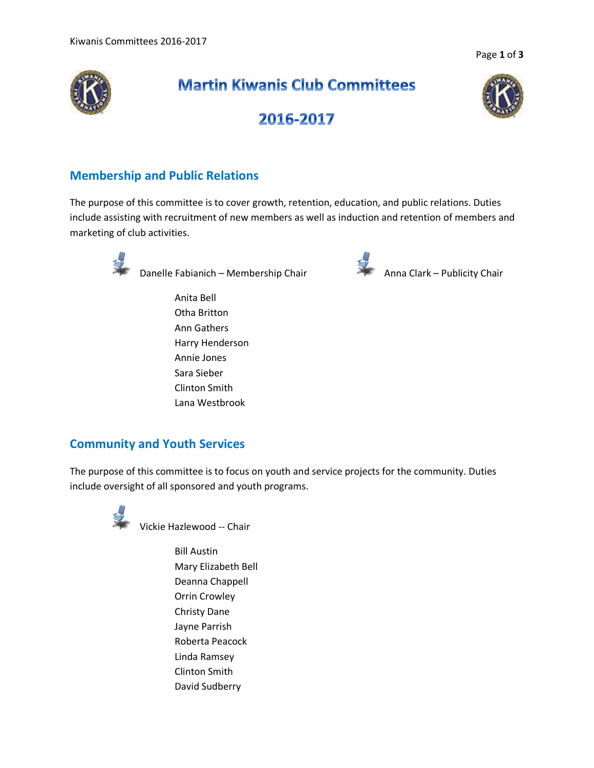# Martin Kiwanis Club Committees

# 2016-2017

## Membership and Public Relations

The purpose of this committee is to cover growth, retention, education, and public relations. Duties include assisting with recruitment of new members as well as induction and retention of members and marketing of club activities.

Danelle Fabianich – Membership Chair

Anna Clark – Publicity Chair

- Anita Bell
- Otha Britton
- Ann Gathers
- Harry Henderson
- Annie Jones
- Sara Sieber
- Clinton Smith
- Lana Westbrook

## Community and Youth Services

The purpose of this committee is to focus on youth and service projects for the community. Duties include oversight of all sponsored and youth programs.

Vickie Hazlewood -- Chair

- Bill Austin
- Mary Elizabeth Bell
- Deanna Chappell
- Orrin Crowley
- Christy Dane
- Jayne Parrish
- Roberta Peacock
- Linda Ramsey
- Clinton Smith
- David Sudberry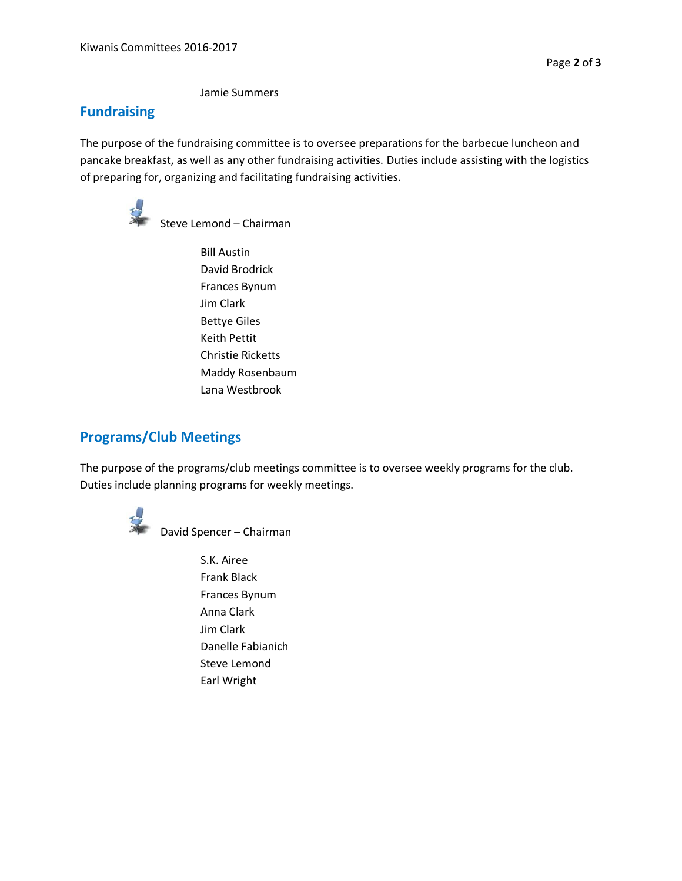Jamie Summers

## Fundraising

The purpose of the fundraising committee is to oversee preparations for the barbecue luncheon and pancake breakfast, as well as any other fundraising activities. Duties include assisting with the logistics of preparing for, organizing and facilitating fundraising activities.

Steve Lemond – Chairman

Bill Austin
David Brodrick
Frances Bynum
Jim Clark
Bettye Giles
Keith Pettit
Christie Ricketts
Maddy Rosenbaum
Lana Westbrook

## Programs/Club Meetings

The purpose of the programs/club meetings committee is to oversee weekly programs for the club. Duties include planning programs for weekly meetings.

David Spencer – Chairman

S.K. Airee
Frank Black
Frances Bynum
Anna Clark
Jim Clark
Danelle Fabianich
Steve Lemond
Earl Wright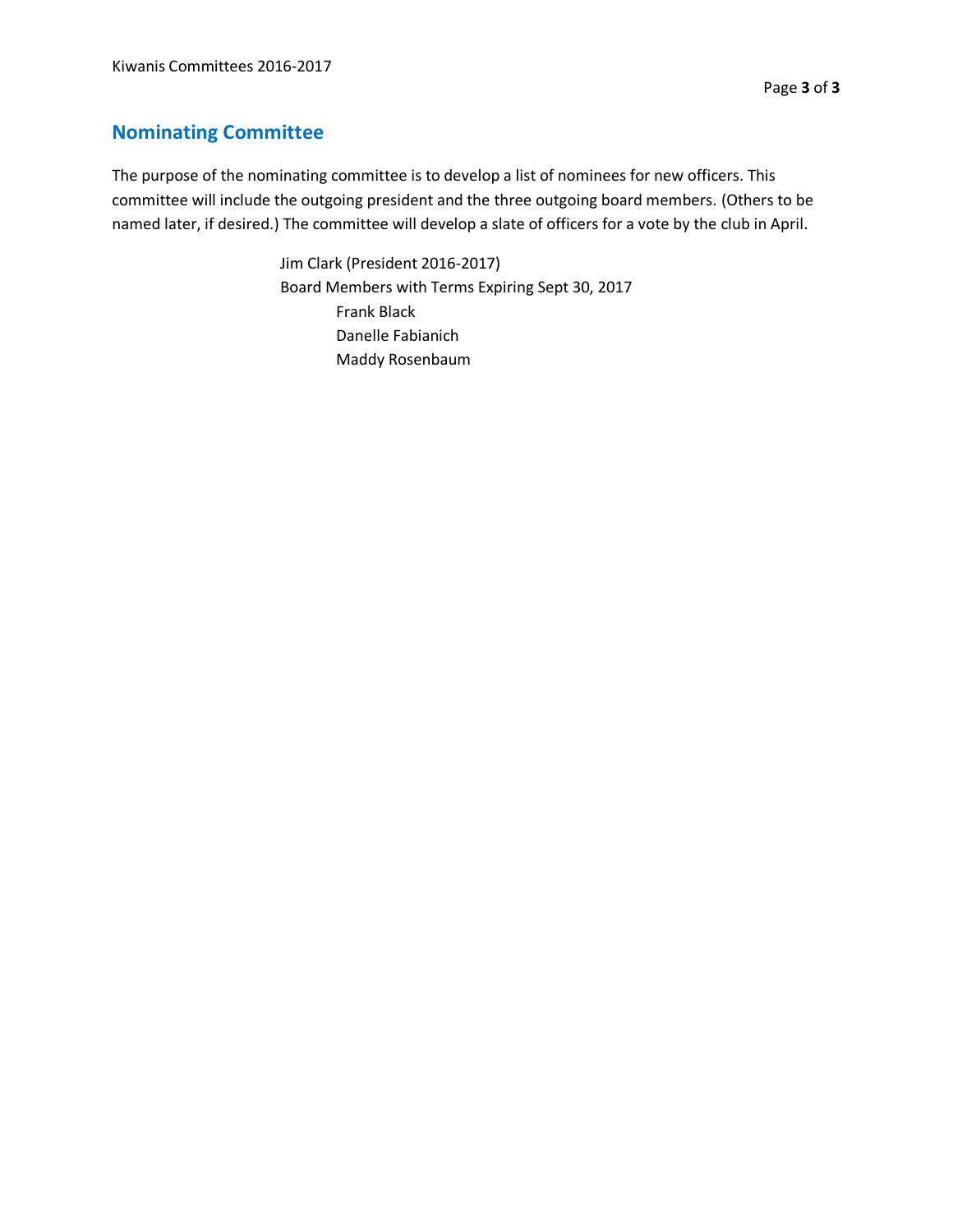## Nominating Committee

The purpose of the nominating committee is to develop a list of nominees for new officers. This committee will include the outgoing president and the three outgoing board members. (Others to be named later, if desired.) The committee will develop a slate of officers for a vote by the club in April.

Jim Clark (President 2016-2017)
Board Members with Terms Expiring Sept 30, 2017

- Frank Black
- Danelle Fabianich
- Maddy Rosenbaum